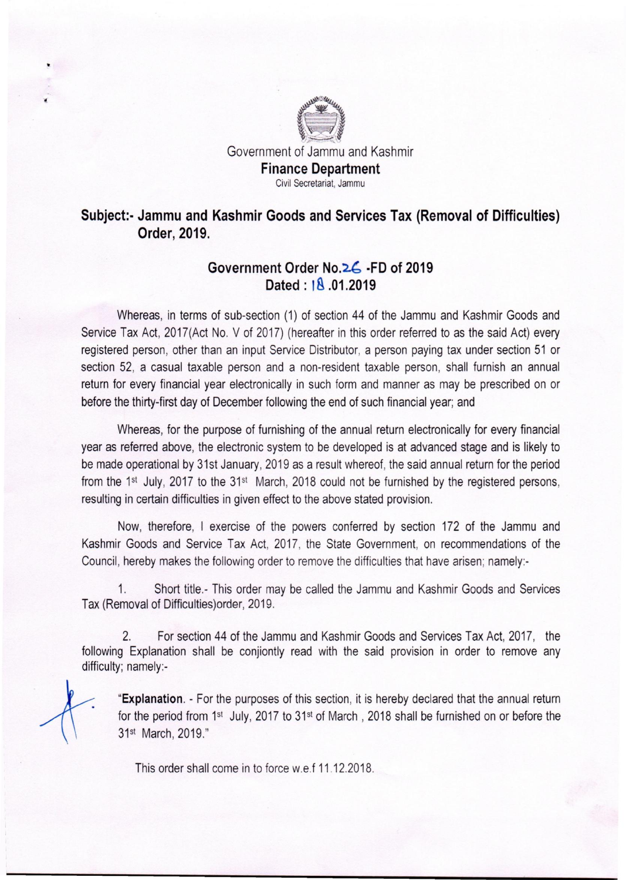Government of Jammu and Kashmir

**Finance Department**

Civil Secretariat, Jammu

## Subject:- Jammu and Kashmir Goods and Services Tax (Removal of Difficulties) Order, 2019.

### Government Order No.26 -FD of 2019
### Dated : 18 .01.2019

Whereas, in terms of sub-section (1) of section 44 of the Jammu and Kashmir Goods and Service Tax Act, 2017(Act No. V of 2017) (hereafter in this order referred to as the said Act) every registered person, other than an input Service Distributor, a person paying tax under section 51 or section 52, a casual taxable person and a non-resident taxable person, shall furnish an annual return for every financial year electronically in such form and manner as may be prescribed on or before the thirty-first day of December following the end of such financial year; and

Whereas, for the purpose of furnishing of the annual return electronically for every financial year as referred above, the electronic system to be developed is at advanced stage and is likely to be made operational by 31st January, 2019 as a result whereof, the said annual return for the period from the 1st July, 2017 to the 31st March, 2018 could not be furnished by the registered persons, resulting in certain difficulties in given effect to the above stated provision.

Now, therefore, I exercise of the powers conferred by section 172 of the Jammu and Kashmir Goods and Service Tax Act, 2017, the State Government, on recommendations of the Council, hereby makes the following order to remove the difficulties that have arisen; namely:-

1. Short title.- This order may be called the Jammu and Kashmir Goods and Services Tax (Removal of Difficulties)order, 2019.

2. For section 44 of the Jammu and Kashmir Goods and Services Tax Act, 2017, the following Explanation shall be conjiontly read with the said provision in order to remove any difficulty; namely:-

> "**Explanation**. - For the purposes of this section, it is hereby declared that the annual return for the period from 1st July, 2017 to 31st of March , 2018 shall be furnished on or before the 31st March, 2019."

This order shall come in to force w.e.f 11.12.2018.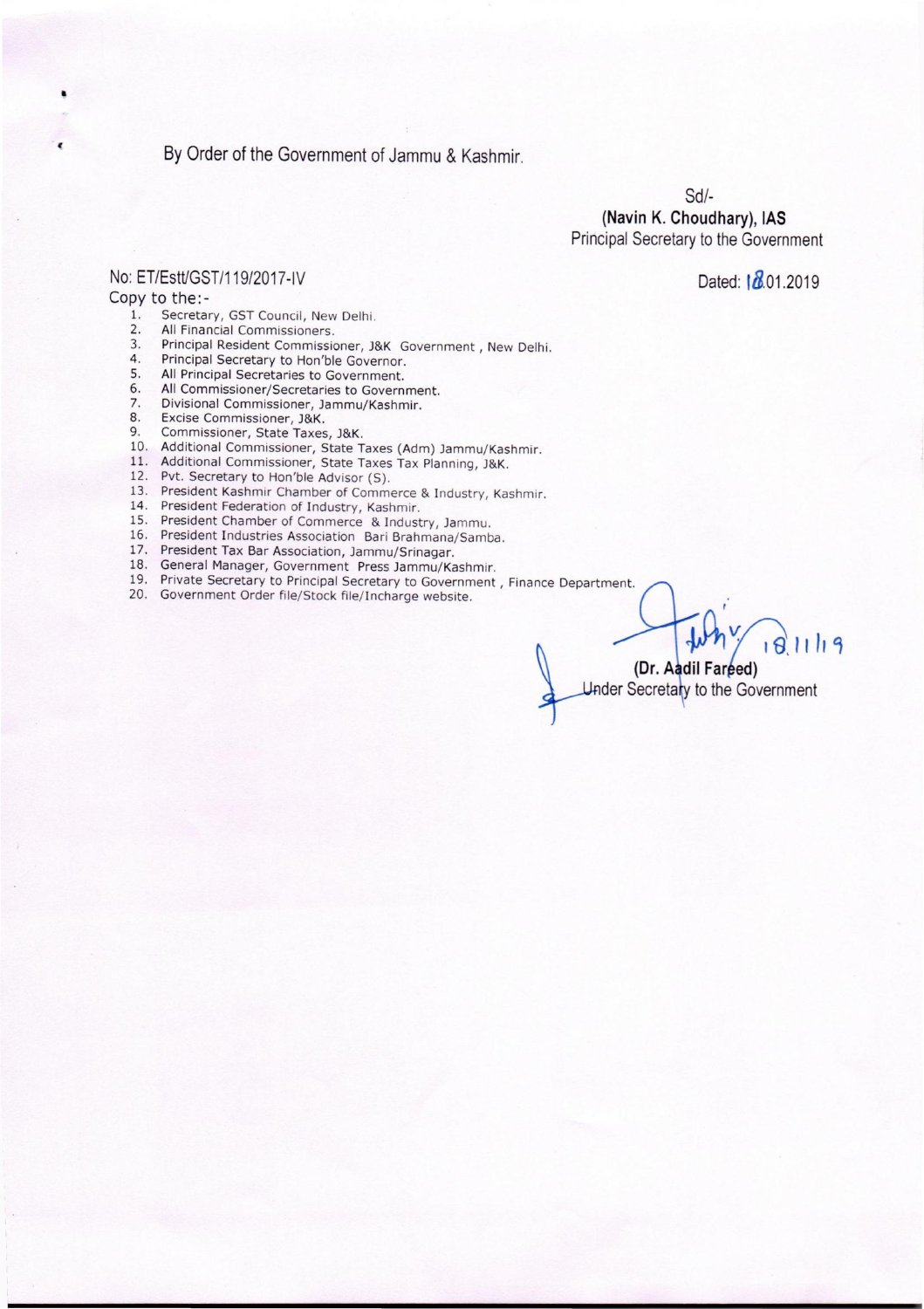By Order of the Government of Jammu & Kashmir.

Sd/-
**(Navin K. Choudhary), IAS**
Principal Secretary to the Government

No: ET/Estt/GST/119/2017-IV

Dated: 18.01.2019

Copy to the:-

1. Secretary, GST Council, New Delhi.
2. All Financial Commissioners.
3. Principal Resident Commissioner, J&K Government, New Delhi.
4. Principal Secretary to Hon'ble Governor.
5. All Principal Secretaries to Government.
6. All Commissioner/Secretaries to Government.
7. Divisional Commissioner, Jammu/Kashmir.
8. Excise Commissioner, J&K.
9. Commissioner, State Taxes, J&K.
10. Additional Commissioner, State Taxes (Adm) Jammu/Kashmir.
11. Additional Commissioner, State Taxes Tax Planning, J&K.
12. Pvt. Secretary to Hon'ble Advisor (S).
13. President Kashmir Chamber of Commerce & Industry, Kashmir.
14. President Federation of Industry, Kashmir.
15. President Chamber of Commerce & Industry, Jammu.
16. President Industries Association Bari Brahmana/Samba.
17. President Tax Bar Association, Jammu/Srinagar.
18. General Manager, Government Press Jammu/Kashmir.
19. Private Secretary to Principal Secretary to Government, Finance Department.
20. Government Order file/Stock file/Incharge website.

18.1.19

**(Dr. Aadil Fareed)**
Under Secretary to the Government